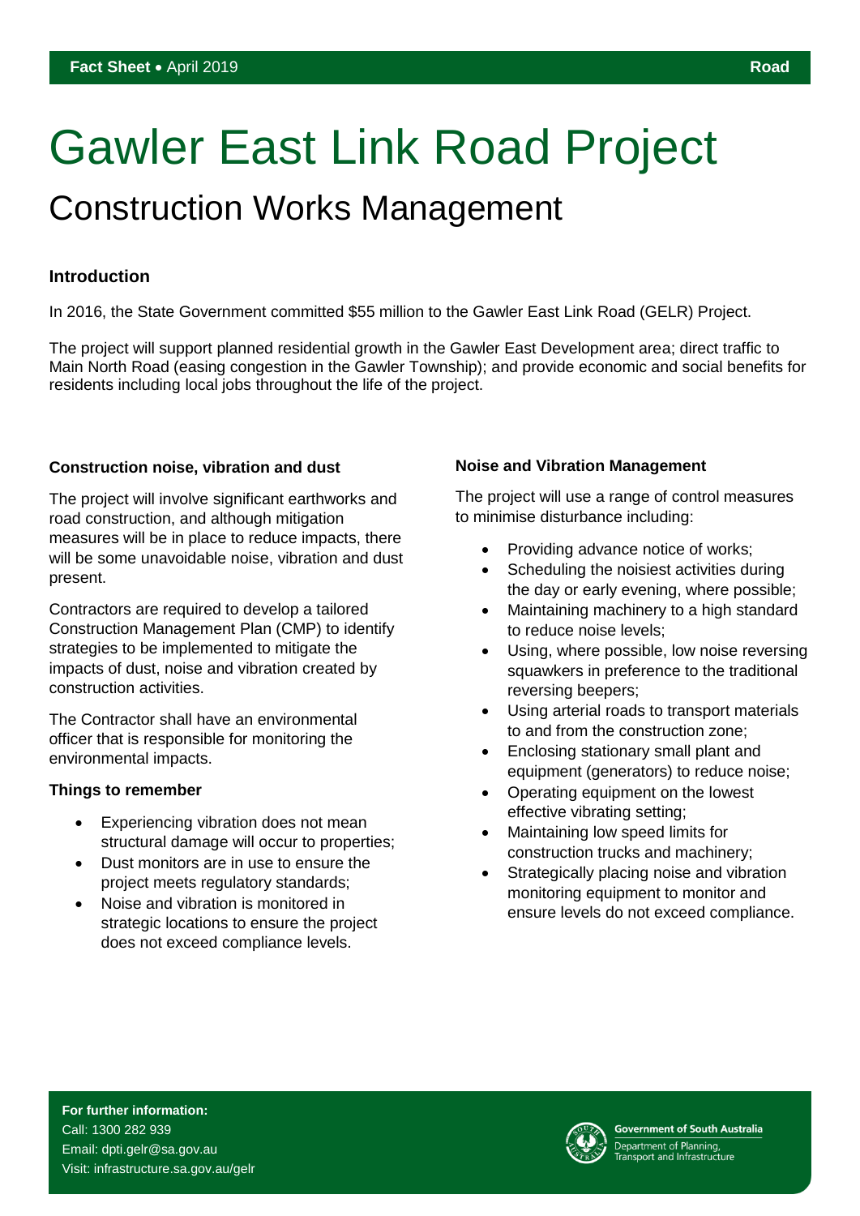Fact Sheet • April 2019 — Road

# Gawler East Link Road Project

## Construction Works Management

### Introduction

In 2016, the State Government committed $55 million to the Gawler East Link Road (GELR) Project.

The project will support planned residential growth in the Gawler East Development area; direct traffic to Main North Road (easing congestion in the Gawler Township); and provide economic and social benefits for residents including local jobs throughout the life of the project.

### Construction noise, vibration and dust

The project will involve significant earthworks and road construction, and although mitigation measures will be in place to reduce impacts, there will be some unavoidable noise, vibration and dust present.

Contractors are required to develop a tailored Construction Management Plan (CMP) to identify strategies to be implemented to mitigate the impacts of dust, noise and vibration created by construction activities.

The Contractor shall have an environmental officer that is responsible for monitoring the environmental impacts.

### Things to remember

- Experiencing vibration does not mean structural damage will occur to properties;
- Dust monitors are in use to ensure the project meets regulatory standards;
- Noise and vibration is monitored in strategic locations to ensure the project does not exceed compliance levels.

### Noise and Vibration Management

The project will use a range of control measures to minimise disturbance including:

- Providing advance notice of works;
- Scheduling the noisiest activities during the day or early evening, where possible;
- Maintaining machinery to a high standard to reduce noise levels;
- Using, where possible, low noise reversing squawkers in preference to the traditional reversing beepers;
- Using arterial roads to transport materials to and from the construction zone;
- Enclosing stationary small plant and equipment (generators) to reduce noise;
- Operating equipment on the lowest effective vibrating setting;
- Maintaining low speed limits for construction trucks and machinery;
- Strategically placing noise and vibration monitoring equipment to monitor and ensure levels do not exceed compliance.

**For further information:**
Call: 1300 282 939
Email: dpti.gelr@sa.gov.au
Visit: infrastructure.sa.gov.au/gelr

Government of South Australia
Department of Planning, Transport and Infrastructure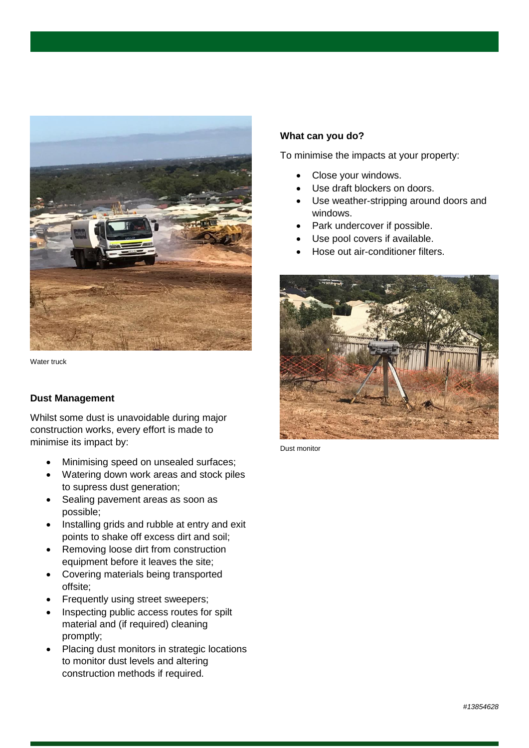Water truck

## Dust Management

Whilst some dust is unavoidable during major construction works, every effort is made to minimise its impact by:

- Minimising speed on unsealed surfaces;
- Watering down work areas and stock piles to supress dust generation;
- Sealing pavement areas as soon as possible;
- Installing grids and rubble at entry and exit points to shake off excess dirt and soil;
- Removing loose dirt from construction equipment before it leaves the site;
- Covering materials being transported offsite;
- Frequently using street sweepers;
- Inspecting public access routes for spilt material and (if required) cleaning promptly;
- Placing dust monitors in strategic locations to monitor dust levels and altering construction methods if required.

## What can you do?

To minimise the impacts at your property:

- Close your windows.
- Use draft blockers on doors.
- Use weather-stripping around doors and windows.
- Park undercover if possible.
- Use pool covers if available.
- Hose out air-conditioner filters.

Dust monitor

*#13854628*